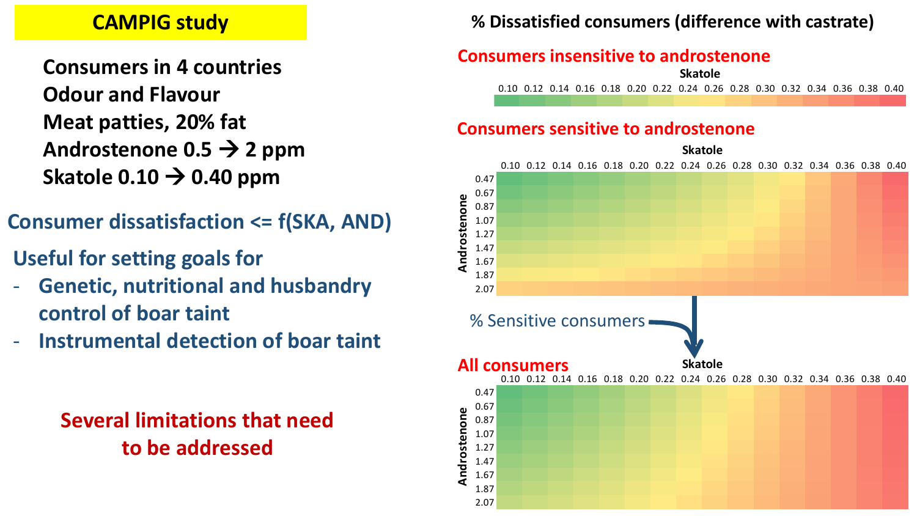# CAMPIG study

**Consumers in 4 countries**
**Odour and Flavour**
**Meat patties, 20% fat**
**Androstenone 0.5 → 2 ppm**
**Skatole 0.10 → 0.40 ppm**

## Consumer dissatisfaction <= f(SKA, AND)

**Useful for setting goals for**

- **Genetic, nutritional and husbandry control of boar taint**
- **Instrumental detection of boar taint**

**Several limitations that need to be addressed**

---

**% Dissatisfied consumers (difference with castrate)**

**Consumers insensitive to androstenone**

Skatole

| 0.10 | 0.12 | 0.14 | 0.16 | 0.18 | 0.20 | 0.22 | 0.24 | 0.26 | 0.28 | 0.30 | 0.32 | 0.34 | 0.36 | 0.38 | 0.40 |
|---|---|---|---|---|---|---|---|---|---|---|---|---|---|---|---|

**Consumers sensitive to androstenone**

Skatole (columns) × Androstenone (rows)

| Androstenone | 0.10 | 0.12 | 0.14 | 0.16 | 0.18 | 0.20 | 0.22 | 0.24 | 0.26 | 0.28 | 0.30 | 0.32 | 0.34 | 0.36 | 0.38 | 0.40 |
|---|---|---|---|---|---|---|---|---|---|---|---|---|---|---|---|---|
| 0.47 | | | | | | | | | | | | | | | | |
| 0.67 | | | | | | | | | | | | | | | | |
| 0.87 | | | | | | | | | | | | | | | | |
| 1.07 | | | | | | | | | | | | | | | | |
| 1.27 | | | | | | | | | | | | | | | | |
| 1.47 | | | | | | | | | | | | | | | | |
| 1.67 | | | | | | | | | | | | | | | | |
| 1.87 | | | | | | | | | | | | | | | | |
| 2.07 | | | | | | | | | | | | | | | | |

% Sensitive consumers

**All consumers**

Skatole (columns) × Androstenone (rows)

| Androstenone | 0.10 | 0.12 | 0.14 | 0.16 | 0.18 | 0.20 | 0.22 | 0.24 | 0.26 | 0.28 | 0.30 | 0.32 | 0.34 | 0.36 | 0.38 | 0.40 |
|---|---|---|---|---|---|---|---|---|---|---|---|---|---|---|---|---|
| 0.47 | | | | | | | | | | | | | | | | |
| 0.67 | | | | | | | | | | | | | | | | |
| 0.87 | | | | | | | | | | | | | | | | |
| 1.07 | | | | | | | | | | | | | | | | |
| 1.27 | | | | | | | | | | | | | | | | |
| 1.47 | | | | | | | | | | | | | | | | |
| 1.67 | | | | | | | | | | | | | | | | |
| 1.87 | | | | | | | | | | | | | | | | |
| 2.07 | | | | | | | | | | | | | | | | |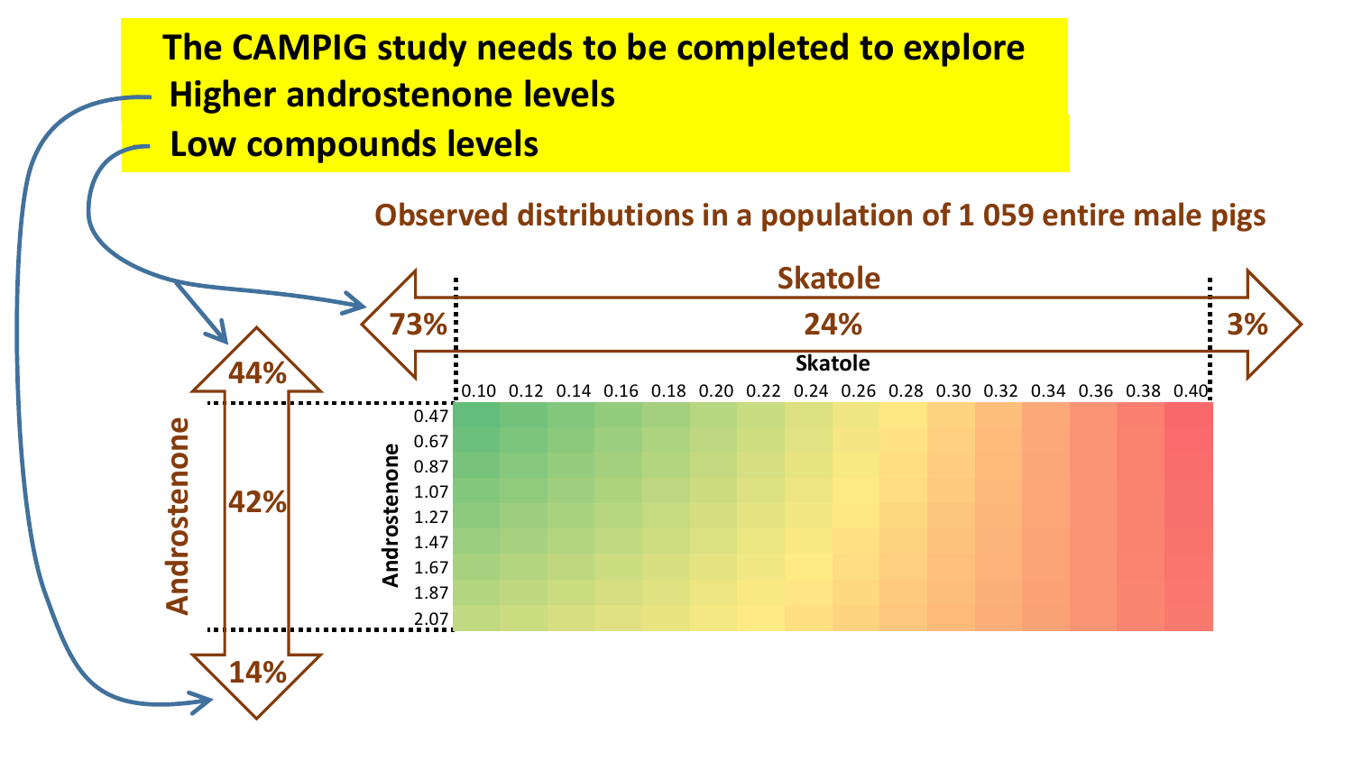**The CAMPIG study needs to be completed to explore**

**Higher androstenone levels**

**Low compounds levels**

**Observed distributions in a population of 1 059 entire male pigs**

Skatole

73%

24%

3%

Androstenone

44%

42%

14%

Skatole

0.10 0.12 0.14 0.16 0.18 0.20 0.22 0.24 0.26 0.28 0.30 0.32 0.34 0.36 0.38 0.40

Androstenone

0.47 0.67 0.87 1.07 1.27 1.47 1.67 1.87 2.07